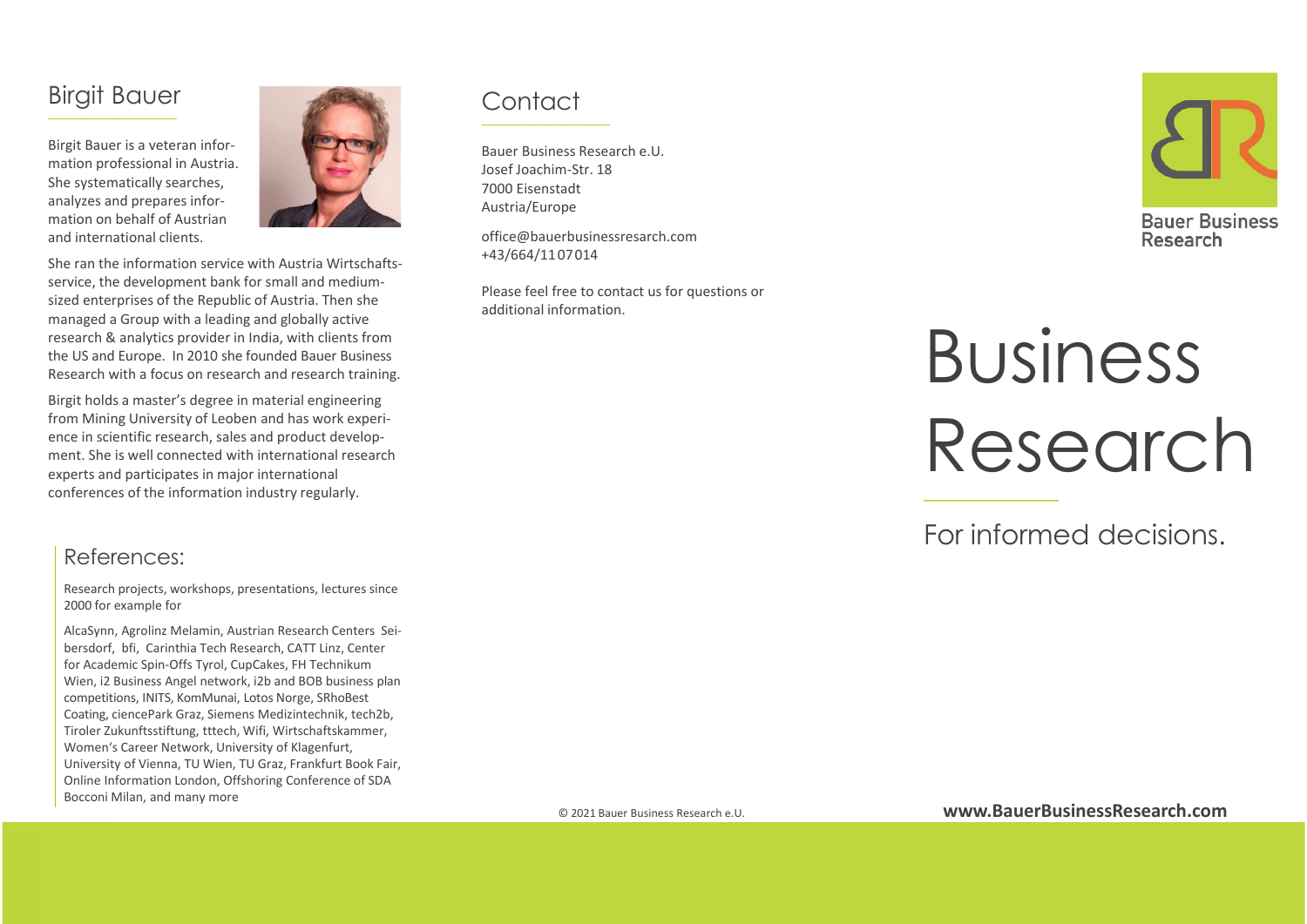## Birgit Bauer

Birgit Bauer is a veteran information professional in Austria. She systematically searches, analyzes and prepares information on behalf of Austrian and international clients.

She ran the information service with Austria Wirtschaftsservice, the development bank for small and medium-sized enterprises of the Republic of Austria. Then she managed a Group with a leading and globally active research & analytics provider in India, with clients from the US and Europe. In 2010 she founded Bauer Business Research with a focus on research and research training.

Birgit holds a master's degree in material engineering from Mining University of Leoben and has work experience in scientific research, sales and product development. She is well connected with international research experts and participates in major international conferences of the information industry regularly.

## References:

Research projects, workshops, presentations, lectures since 2000 for example for

AlcaSynn, Agrolinz Melamin, Austrian Research Centers Seibersdorf, bfi, Carinthia Tech Research, CATT Linz, Center for Academic Spin-Offs Tyrol, CupCakes, FH Technikum Wien, i2 Business Angel network, i2b and BOB business plan competitions, INITS, KomMunai, Lotos Norge, SRhoBest Coating, ciencePark Graz, Siemens Medizintechnik, tech2b, Tiroler Zukunftsstiftung, tttech, Wifi, Wirtschaftskammer, Women's Career Network, University of Klagenfurt, University of Vienna, TU Wien, TU Graz, Frankfurt Book Fair, Online Information London, Offshoring Conference of SDA Bocconi Milan, and many more

## Contact

Bauer Business Research e.U.
Josef Joachim-Str. 18
7000 Eisenstadt
Austria/Europe

office@bauerbusinessresarch.com
+43/664/11 07 014

Please feel free to contact us for questions or additional information.

© 2021 Bauer Business Research e.U.

Bauer Business Research

# Business Research

For informed decisions.

**www.BauerBusinessResearch.com**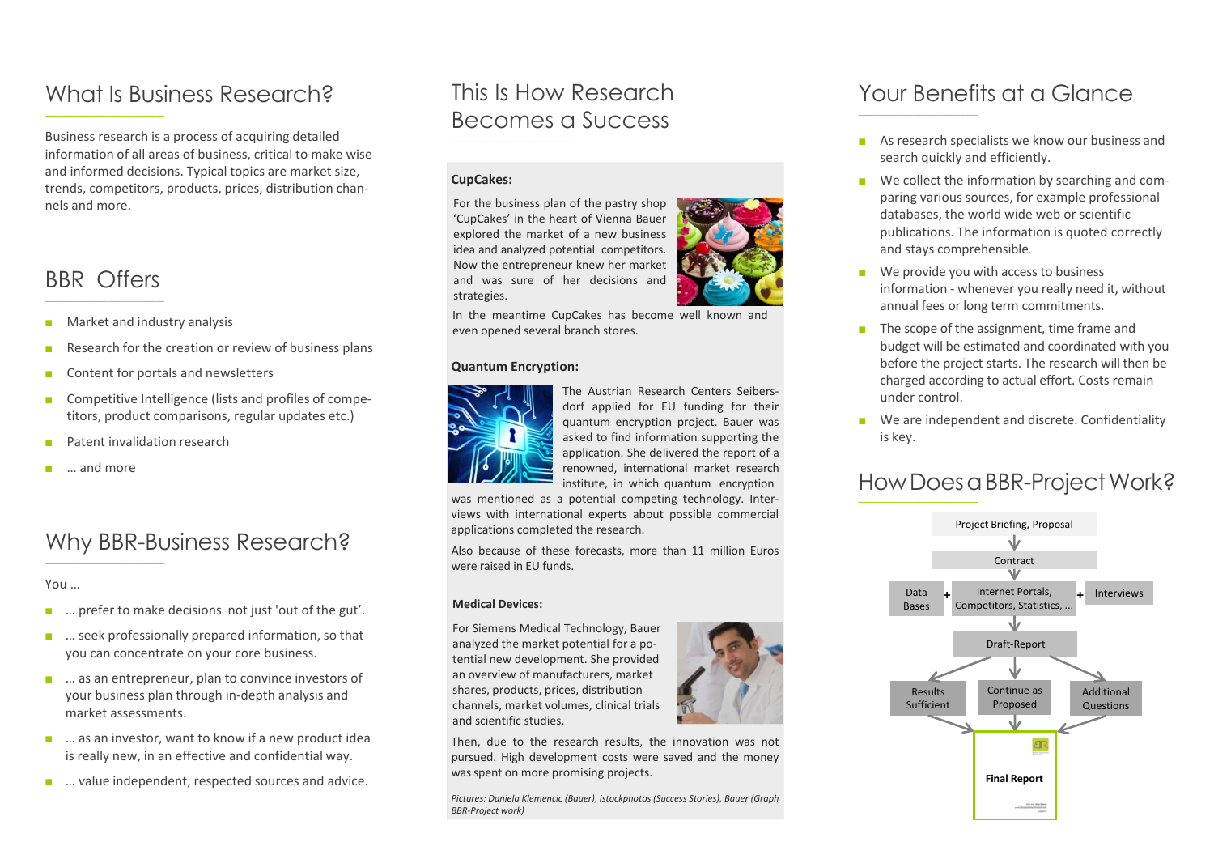## What Is Business Research?

Business research is a process of acquiring detailed information of all areas of business, critical to make wise and informed decisions. Typical topics are market size, trends, competitors, products, prices, distribution channels and more.

## BBR Offers

- Market and industry analysis
- Research for the creation or review of business plans
- Content for portals and newsletters
- Competitive Intelligence (lists and profiles of competitors, product comparisons, regular updates etc.)
- Patent invalidation research
- … and more

## Why BBR-Business Research?

You …

- … prefer to make decisions not just 'out of the gut'.
- … seek professionally prepared information, so that you can concentrate on your core business.
- … as an entrepreneur, plan to convince investors of your business plan through in-depth analysis and market assessments.
- … as an investor, want to know if a new product idea is really new, in an effective and confidential way.
- … value independent, respected sources and advice.

## This Is How Research Becomes a Success

**CupCakes:**

For the business plan of the pastry shop 'CupCakes' in the heart of Vienna Bauer explored the market of a new business idea and analyzed potential competitors. Now the entrepreneur knew her market and was sure of her decisions and strategies.

In the meantime CupCakes has become well known and even opened several branch stores.

**Quantum Encryption:**

The Austrian Research Centers Seibersdorf applied for EU funding for their quantum encryption project. Bauer was asked to find information supporting the application. She delivered the report of a renowned, international market research institute, in which quantum encryption was mentioned as a potential competing technology. Interviews with international experts about possible commercial applications completed the research.

Also because of these forecasts, more than 11 million Euros were raised in EU funds.

**Medical Devices:**

For Siemens Medical Technology, Bauer analyzed the market potential for a potential new development. She provided an overview of manufacturers, market shares, products, prices, distribution channels, market volumes, clinical trials and scientific studies.

Then, due to the research results, the innovation was not pursued. High development costs were saved and the money was spent on more promising projects.

*Pictures: Daniela Klemencic (Bauer), istockphotos (Success Stories), Bauer (Graph BBR-Project work)*

## Your Benefits at a Glance

- As research specialists we know our business and search quickly and efficiently.
- We collect the information by searching and comparing various sources, for example professional databases, the world wide web or scientific publications. The information is quoted correctly and stays comprehensible.
- We provide you with access to business information - whenever you really need it, without annual fees or long term commitments.
- The scope of the assignment, time frame and budget will be estimated and coordinated with you before the project starts. The research will then be charged according to actual effort. Costs remain under control.
- We are independent and discrete. Confidentiality is key.

## How Does a BBR-Project Work?

Project Briefing, Proposal

Contract

Data Bases + Internet Portals, Competitors, Statistics, ... + Interviews

Draft-Report

Results Sufficient

Continue as Proposed

Additional Questions

Final Report